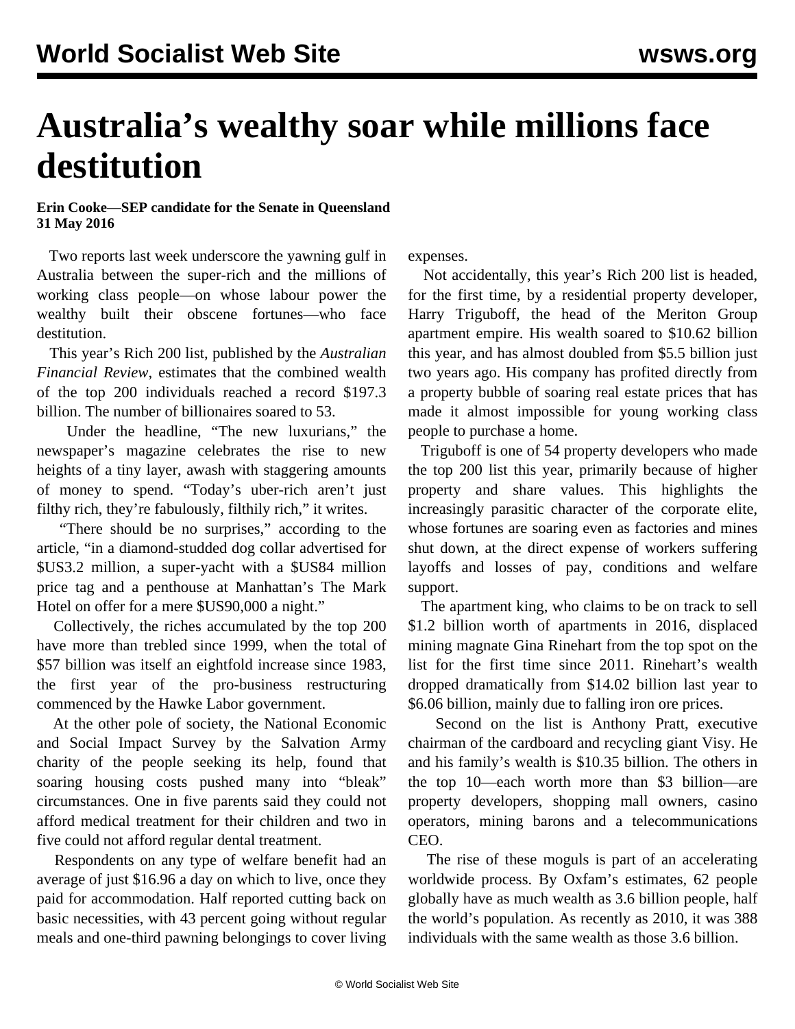# Australia's wealthy soar while millions face destitution

**Erin Cooke—SEP candidate for the Senate in Queensland**
**31 May 2016**

Two reports last week underscore the yawning gulf in Australia between the super-rich and the millions of working class people—on whose labour power the wealthy built their obscene fortunes—who face destitution.

This year's Rich 200 list, published by the *Australian Financial Review*, estimates that the combined wealth of the top 200 individuals reached a record $197.3 billion. The number of billionaires soared to 53.

Under the headline, "The new luxurians," the newspaper's magazine celebrates the rise to new heights of a tiny layer, awash with staggering amounts of money to spend. "Today's uber-rich aren't just filthy rich, they're fabulously, filthily rich," it writes.

"There should be no surprises," according to the article, "in a diamond-studded dog collar advertised for $US3.2 million, a super-yacht with a $US84 million price tag and a penthouse at Manhattan's The Mark Hotel on offer for a mere $US90,000 a night."

Collectively, the riches accumulated by the top 200 have more than trebled since 1999, when the total of $57 billion was itself an eightfold increase since 1983, the first year of the pro-business restructuring commenced by the Hawke Labor government.

At the other pole of society, the National Economic and Social Impact Survey by the Salvation Army charity of the people seeking its help, found that soaring housing costs pushed many into "bleak" circumstances. One in five parents said they could not afford medical treatment for their children and two in five could not afford regular dental treatment.

Respondents on any type of welfare benefit had an average of just $16.96 a day on which to live, once they paid for accommodation. Half reported cutting back on basic necessities, with 43 percent going without regular meals and one-third pawning belongings to cover living expenses.

Not accidentally, this year's Rich 200 list is headed, for the first time, by a residential property developer, Harry Triguboff, the head of the Meriton Group apartment empire. His wealth soared to $10.62 billion this year, and has almost doubled from $5.5 billion just two years ago. His company has profited directly from a property bubble of soaring real estate prices that has made it almost impossible for young working class people to purchase a home.

Triguboff is one of 54 property developers who made the top 200 list this year, primarily because of higher property and share values. This highlights the increasingly parasitic character of the corporate elite, whose fortunes are soaring even as factories and mines shut down, at the direct expense of workers suffering layoffs and losses of pay, conditions and welfare support.

The apartment king, who claims to be on track to sell $1.2 billion worth of apartments in 2016, displaced mining magnate Gina Rinehart from the top spot on the list for the first time since 2011. Rinehart's wealth dropped dramatically from $14.02 billion last year to $6.06 billion, mainly due to falling iron ore prices.

Second on the list is Anthony Pratt, executive chairman of the cardboard and recycling giant Visy. He and his family's wealth is $10.35 billion. The others in the top 10—each worth more than $3 billion—are property developers, shopping mall owners, casino operators, mining barons and a telecommunications CEO.

The rise of these moguls is part of an accelerating worldwide process. By Oxfam's estimates, 62 people globally have as much wealth as 3.6 billion people, half the world's population. As recently as 2010, it was 388 individuals with the same wealth as those 3.6 billion.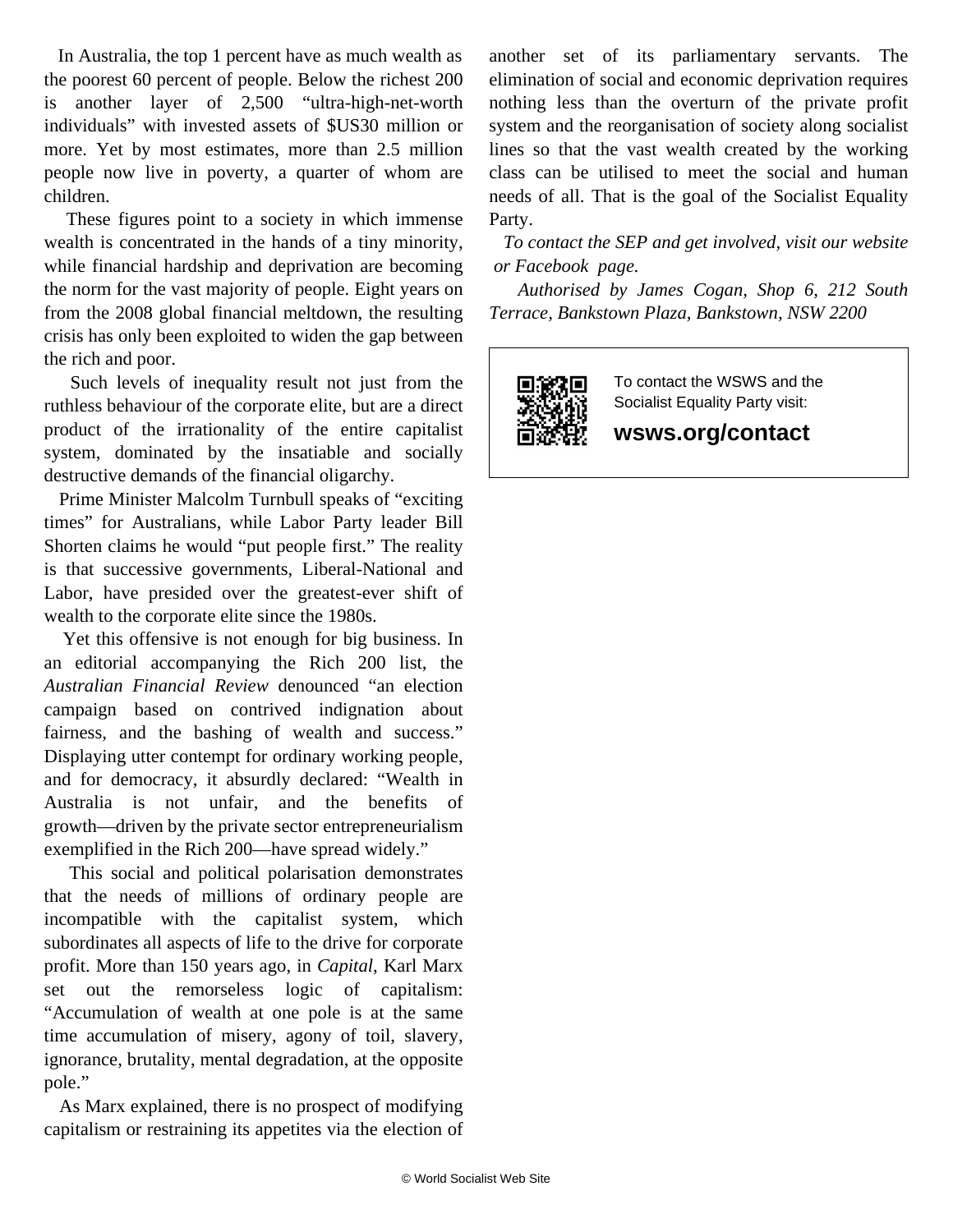In Australia, the top 1 percent have as much wealth as the poorest 60 percent of people. Below the richest 200 is another layer of 2,500 "ultra-high-net-worth individuals" with invested assets of $US30 million or more. Yet by most estimates, more than 2.5 million people now live in poverty, a quarter of whom are children.

These figures point to a society in which immense wealth is concentrated in the hands of a tiny minority, while financial hardship and deprivation are becoming the norm for the vast majority of people. Eight years on from the 2008 global financial meltdown, the resulting crisis has only been exploited to widen the gap between the rich and poor.

Such levels of inequality result not just from the ruthless behaviour of the corporate elite, but are a direct product of the irrationality of the entire capitalist system, dominated by the insatiable and socially destructive demands of the financial oligarchy.

Prime Minister Malcolm Turnbull speaks of "exciting times" for Australians, while Labor Party leader Bill Shorten claims he would "put people first." The reality is that successive governments, Liberal-National and Labor, have presided over the greatest-ever shift of wealth to the corporate elite since the 1980s.

Yet this offensive is not enough for big business. In an editorial accompanying the Rich 200 list, the *Australian Financial Review* denounced "an election campaign based on contrived indignation about fairness, and the bashing of wealth and success." Displaying utter contempt for ordinary working people, and for democracy, it absurdly declared: "Wealth in Australia is not unfair, and the benefits of growth—driven by the private sector entrepreneurialism exemplified in the Rich 200—have spread widely."

This social and political polarisation demonstrates that the needs of millions of ordinary people are incompatible with the capitalist system, which subordinates all aspects of life to the drive for corporate profit. More than 150 years ago, in *Capital*, Karl Marx set out the remorseless logic of capitalism: "Accumulation of wealth at one pole is at the same time accumulation of misery, agony of toil, slavery, ignorance, brutality, mental degradation, at the opposite pole."

As Marx explained, there is no prospect of modifying capitalism or restraining its appetites via the election of another set of its parliamentary servants. The elimination of social and economic deprivation requires nothing less than the overturn of the private profit system and the reorganisation of society along socialist lines so that the vast wealth created by the working class can be utilised to meet the social and human needs of all. That is the goal of the Socialist Equality Party.

*To contact the SEP and get involved, visit our website or Facebook page.*

*Authorised by James Cogan, Shop 6, 212 South Terrace, Bankstown Plaza, Bankstown, NSW 2200*

To contact the WSWS and the Socialist Equality Party visit:

**wsws.org/contact**